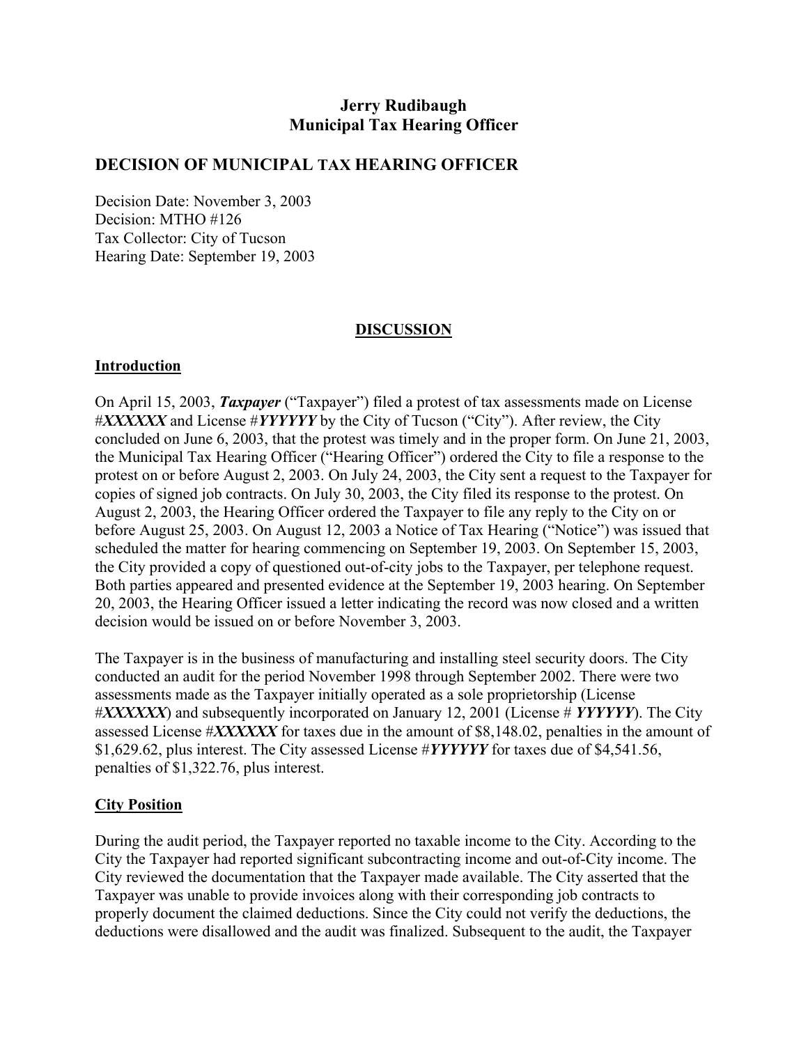**Jerry Rudibaugh**
**Municipal Tax Hearing Officer**

## DECISION OF MUNICIPAL TAX HEARING OFFICER

Decision Date: November 3, 2003
Decision: MTHO #126
Tax Collector: City of Tucson
Hearing Date: September 19, 2003

### DISCUSSION

#### Introduction

On April 15, 2003, ***Taxpayer*** ("Taxpayer") filed a protest of tax assessments made on License #***XXXXXX*** and License #***YYYYYY*** by the City of Tucson ("City"). After review, the City concluded on June 6, 2003, that the protest was timely and in the proper form. On June 21, 2003, the Municipal Tax Hearing Officer ("Hearing Officer") ordered the City to file a response to the protest on or before August 2, 2003. On July 24, 2003, the City sent a request to the Taxpayer for copies of signed job contracts. On July 30, 2003, the City filed its response to the protest. On August 2, 2003, the Hearing Officer ordered the Taxpayer to file any reply to the City on or before August 25, 2003. On August 12, 2003 a Notice of Tax Hearing ("Notice") was issued that scheduled the matter for hearing commencing on September 19, 2003. On September 15, 2003, the City provided a copy of questioned out-of-city jobs to the Taxpayer, per telephone request. Both parties appeared and presented evidence at the September 19, 2003 hearing. On September 20, 2003, the Hearing Officer issued a letter indicating the record was now closed and a written decision would be issued on or before November 3, 2003.

The Taxpayer is in the business of manufacturing and installing steel security doors. The City conducted an audit for the period November 1998 through September 2002. There were two assessments made as the Taxpayer initially operated as a sole proprietorship (License #***XXXXXX***) and subsequently incorporated on January 12, 2001 (License # ***YYYYYY***). The City assessed License #***XXXXXX*** for taxes due in the amount of $8,148.02, penalties in the amount of $1,629.62, plus interest. The City assessed License #***YYYYYY*** for taxes due of $4,541.56, penalties of $1,322.76, plus interest.

#### City Position

During the audit period, the Taxpayer reported no taxable income to the City. According to the City the Taxpayer had reported significant subcontracting income and out-of-City income. The City reviewed the documentation that the Taxpayer made available. The City asserted that the Taxpayer was unable to provide invoices along with their corresponding job contracts to properly document the claimed deductions. Since the City could not verify the deductions, the deductions were disallowed and the audit was finalized. Subsequent to the audit, the Taxpayer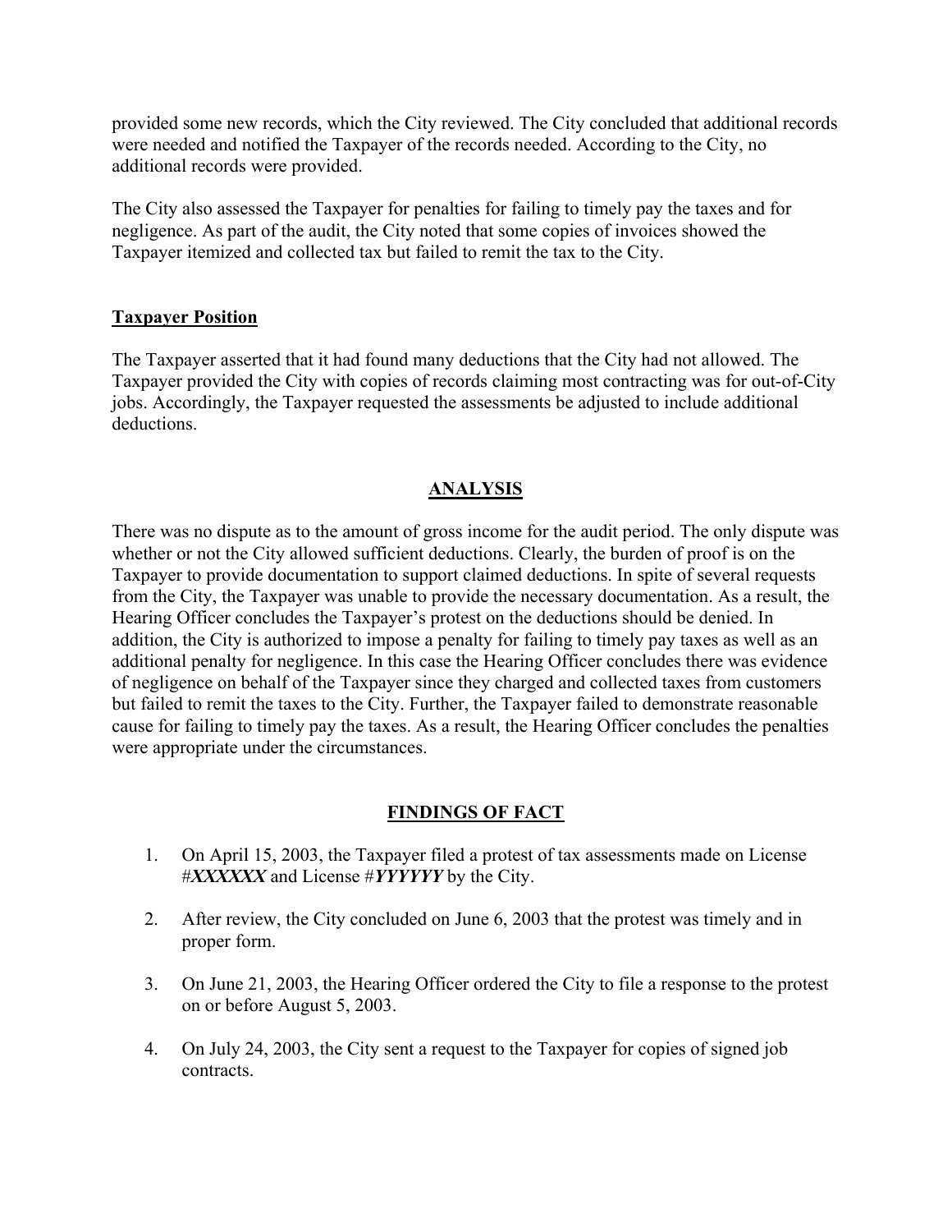provided some new records, which the City reviewed. The City concluded that additional records were needed and notified the Taxpayer of the records needed. According to the City, no additional records were provided.

The City also assessed the Taxpayer for penalties for failing to timely pay the taxes and for negligence. As part of the audit, the City noted that some copies of invoices showed the Taxpayer itemized and collected tax but failed to remit the tax to the City.

**Taxpayer Position**

The Taxpayer asserted that it had found many deductions that the City had not allowed. The Taxpayer provided the City with copies of records claiming most contracting was for out-of-City jobs. Accordingly, the Taxpayer requested the assessments be adjusted to include additional deductions.

## ANALYSIS

There was no dispute as to the amount of gross income for the audit period. The only dispute was whether or not the City allowed sufficient deductions. Clearly, the burden of proof is on the Taxpayer to provide documentation to support claimed deductions. In spite of several requests from the City, the Taxpayer was unable to provide the necessary documentation. As a result, the Hearing Officer concludes the Taxpayer's protest on the deductions should be denied. In addition, the City is authorized to impose a penalty for failing to timely pay taxes as well as an additional penalty for negligence. In this case the Hearing Officer concludes there was evidence of negligence on behalf of the Taxpayer since they charged and collected taxes from customers but failed to remit the taxes to the City. Further, the Taxpayer failed to demonstrate reasonable cause for failing to timely pay the taxes. As a result, the Hearing Officer concludes the penalties were appropriate under the circumstances.

## FINDINGS OF FACT

1. On April 15, 2003, the Taxpayer filed a protest of tax assessments made on License #***XXXXXX*** and License #***YYYYYY*** by the City.

2. After review, the City concluded on June 6, 2003 that the protest was timely and in proper form.

3. On June 21, 2003, the Hearing Officer ordered the City to file a response to the protest on or before August 5, 2003.

4. On July 24, 2003, the City sent a request to the Taxpayer for copies of signed job contracts.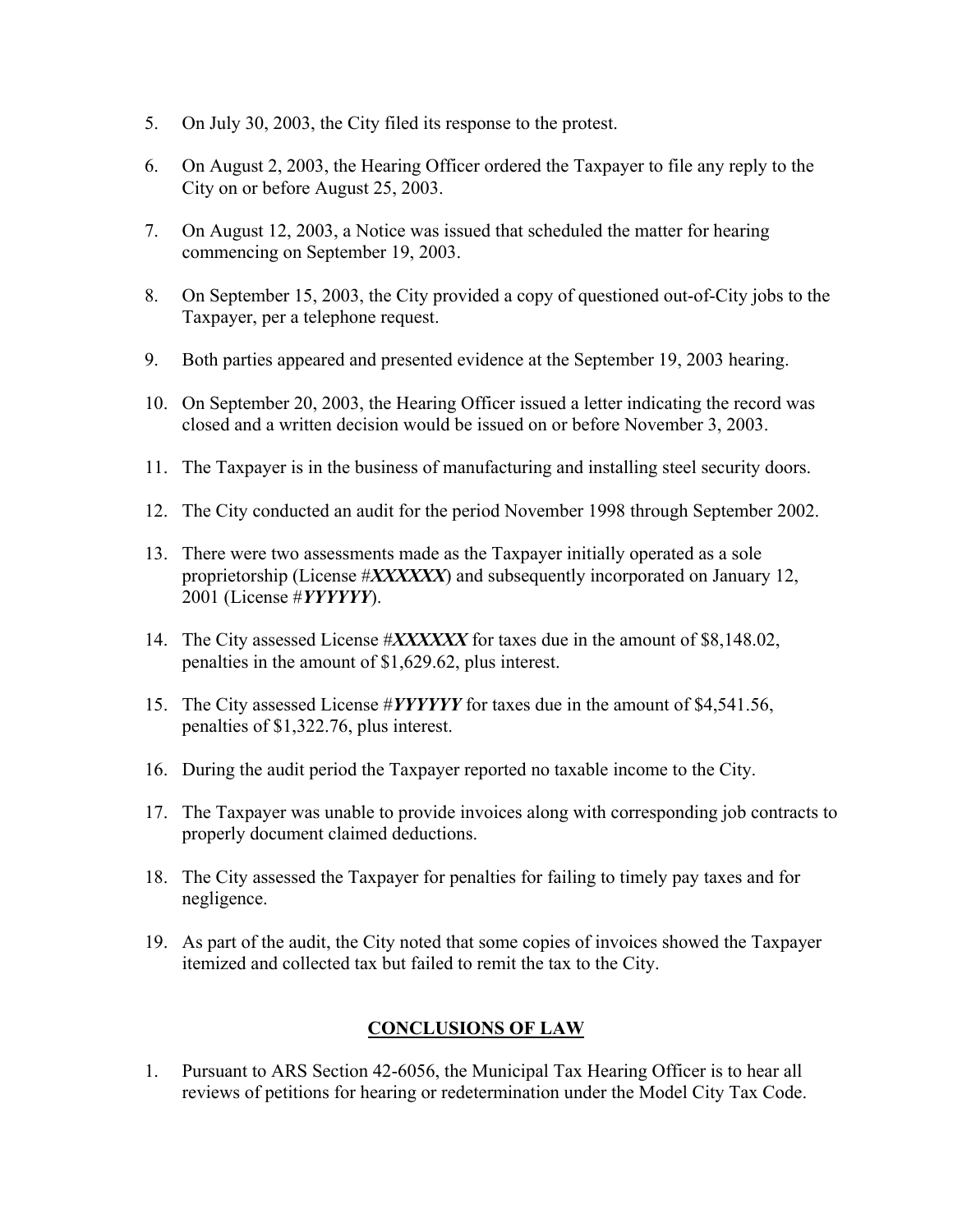5. On July 30, 2003, the City filed its response to the protest.

6. On August 2, 2003, the Hearing Officer ordered the Taxpayer to file any reply to the City on or before August 25, 2003.

7. On August 12, 2003, a Notice was issued that scheduled the matter for hearing commencing on September 19, 2003.

8. On September 15, 2003, the City provided a copy of questioned out-of-City jobs to the Taxpayer, per a telephone request.

9. Both parties appeared and presented evidence at the September 19, 2003 hearing.

10. On September 20, 2003, the Hearing Officer issued a letter indicating the record was closed and a written decision would be issued on or before November 3, 2003.

11. The Taxpayer is in the business of manufacturing and installing steel security doors.

12. The City conducted an audit for the period November 1998 through September 2002.

13. There were two assessments made as the Taxpayer initially operated as a sole proprietorship (License #***XXXXXX***) and subsequently incorporated on January 12, 2001 (License #***YYYYYY***).

14. The City assessed License #***XXXXXX*** for taxes due in the amount of $8,148.02, penalties in the amount of $1,629.62, plus interest.

15. The City assessed License #***YYYYYY*** for taxes due in the amount of $4,541.56, penalties of $1,322.76, plus interest.

16. During the audit period the Taxpayer reported no taxable income to the City.

17. The Taxpayer was unable to provide invoices along with corresponding job contracts to properly document claimed deductions.

18. The City assessed the Taxpayer for penalties for failing to timely pay taxes and for negligence.

19. As part of the audit, the City noted that some copies of invoices showed the Taxpayer itemized and collected tax but failed to remit the tax to the City.

## CONCLUSIONS OF LAW

1. Pursuant to ARS Section 42-6056, the Municipal Tax Hearing Officer is to hear all reviews of petitions for hearing or redetermination under the Model City Tax Code.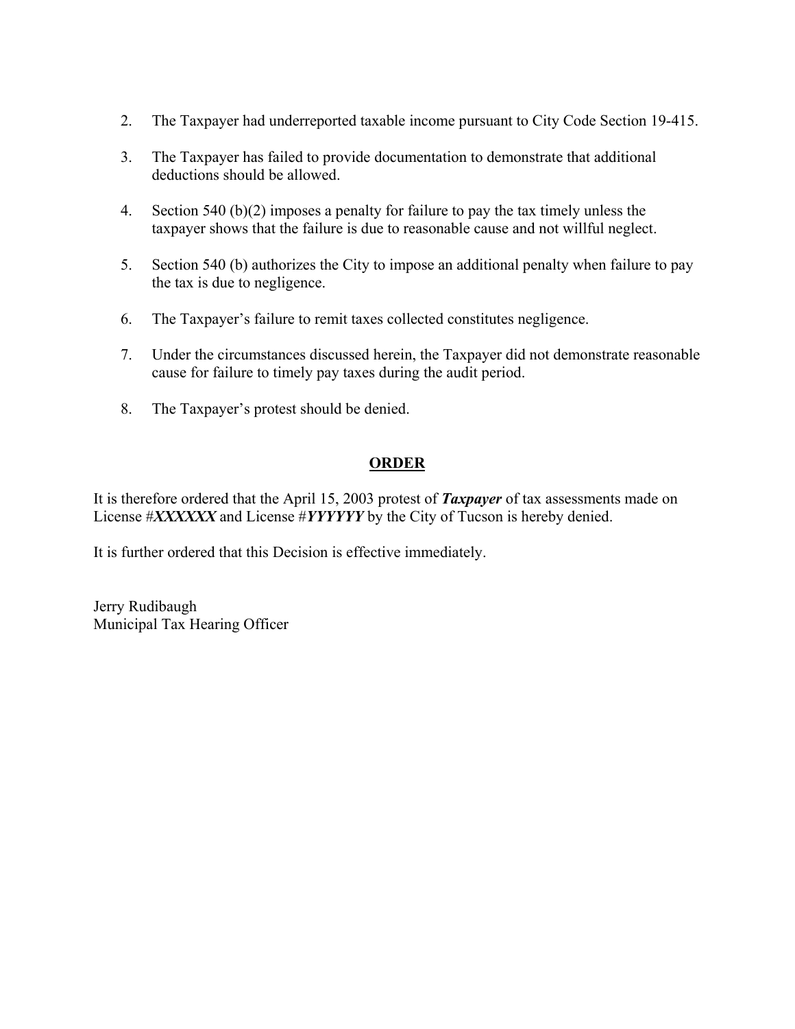2. The Taxpayer had underreported taxable income pursuant to City Code Section 19-415.

3. The Taxpayer has failed to provide documentation to demonstrate that additional deductions should be allowed.

4. Section 540 (b)(2) imposes a penalty for failure to pay the tax timely unless the taxpayer shows that the failure is due to reasonable cause and not willful neglect.

5. Section 540 (b) authorizes the City to impose an additional penalty when failure to pay the tax is due to negligence.

6. The Taxpayer's failure to remit taxes collected constitutes negligence.

7. Under the circumstances discussed herein, the Taxpayer did not demonstrate reasonable cause for failure to timely pay taxes during the audit period.

8. The Taxpayer's protest should be denied.

## ORDER

It is therefore ordered that the April 15, 2003 protest of ***Taxpayer*** of tax assessments made on License #***XXXXXX*** and License #***YYYYYY*** by the City of Tucson is hereby denied.

It is further ordered that this Decision is effective immediately.

Jerry Rudibaugh
Municipal Tax Hearing Officer